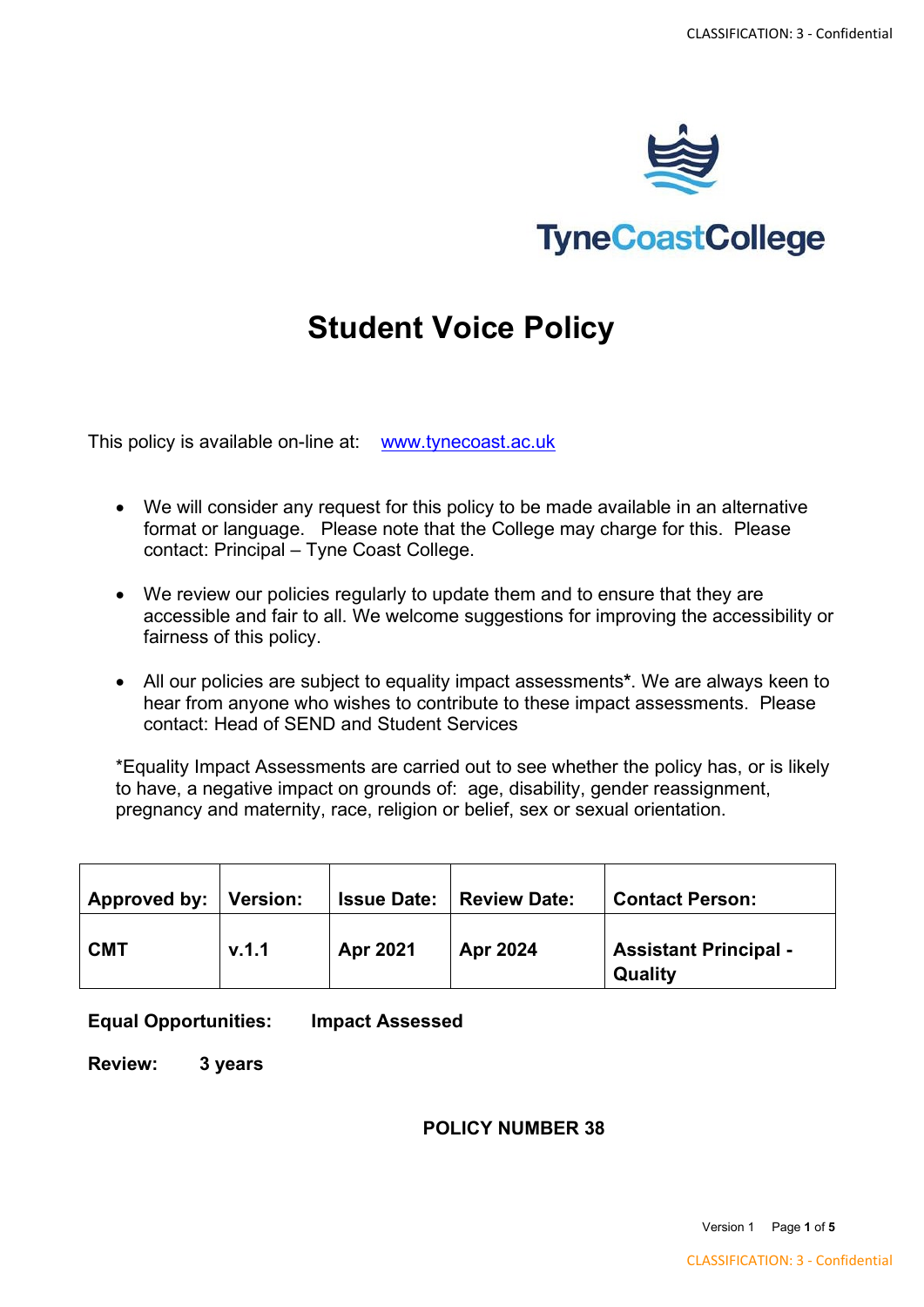TyneCoastCollege

# Student Voice Policy

This policy is available on-line at: [www.tynecoast.ac.uk](http://www.tynecoast.ac.uk)

- We will consider any request for this policy to be made available in an alternative format or language. Please note that the College may charge for this. Please contact: Principal – Tyne Coast College.
- We review our policies regularly to update them and to ensure that they are accessible and fair to all. We welcome suggestions for improving the accessibility or fairness of this policy.
- All our policies are subject to equality impact assessments*. We are always keen to hear from anyone who wishes to contribute to these impact assessments. Please contact: Head of SEND and Student Services

*Equality Impact Assessments are carried out to see whether the policy has, or is likely to have, a negative impact on grounds of: age, disability, gender reassignment, pregnancy and maternity, race, religion or belief, sex or sexual orientation.

| Approved by: | Version: | Issue Date: | Review Date: | Contact Person: |
|---|---|---|---|---|
| **CMT** | **v.1.1** | **Apr 2021** | **Apr 2024** | **Assistant Principal - Quality** |

**Equal Opportunities:** **Impact Assessed**

**Review:** **3 years**

**POLICY NUMBER 38**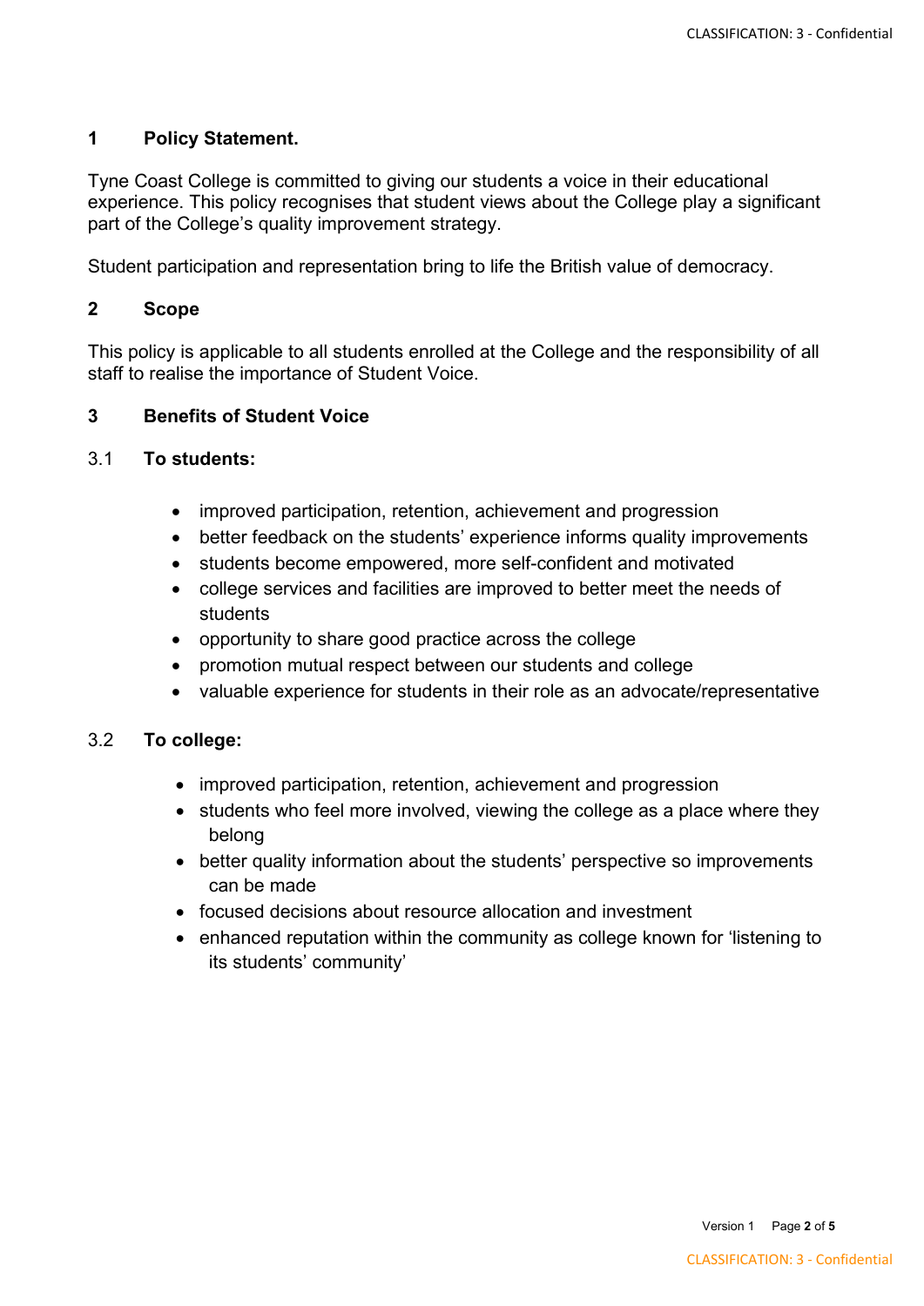## 1 Policy Statement.

Tyne Coast College is committed to giving our students a voice in their educational experience. This policy recognises that student views about the College play a significant part of the College's quality improvement strategy.

Student participation and representation bring to life the British value of democracy.

## 2 Scope

This policy is applicable to all students enrolled at the College and the responsibility of all staff to realise the importance of Student Voice.

## 3 Benefits of Student Voice

### 3.1 To students:

- improved participation, retention, achievement and progression
- better feedback on the students' experience informs quality improvements
- students become empowered, more self-confident and motivated
- college services and facilities are improved to better meet the needs of students
- opportunity to share good practice across the college
- promotion mutual respect between our students and college
- valuable experience for students in their role as an advocate/representative

### 3.2 To college:

- improved participation, retention, achievement and progression
- students who feel more involved, viewing the college as a place where they belong
- better quality information about the students' perspective so improvements can be made
- focused decisions about resource allocation and investment
- enhanced reputation within the community as college known for 'listening to its students' community'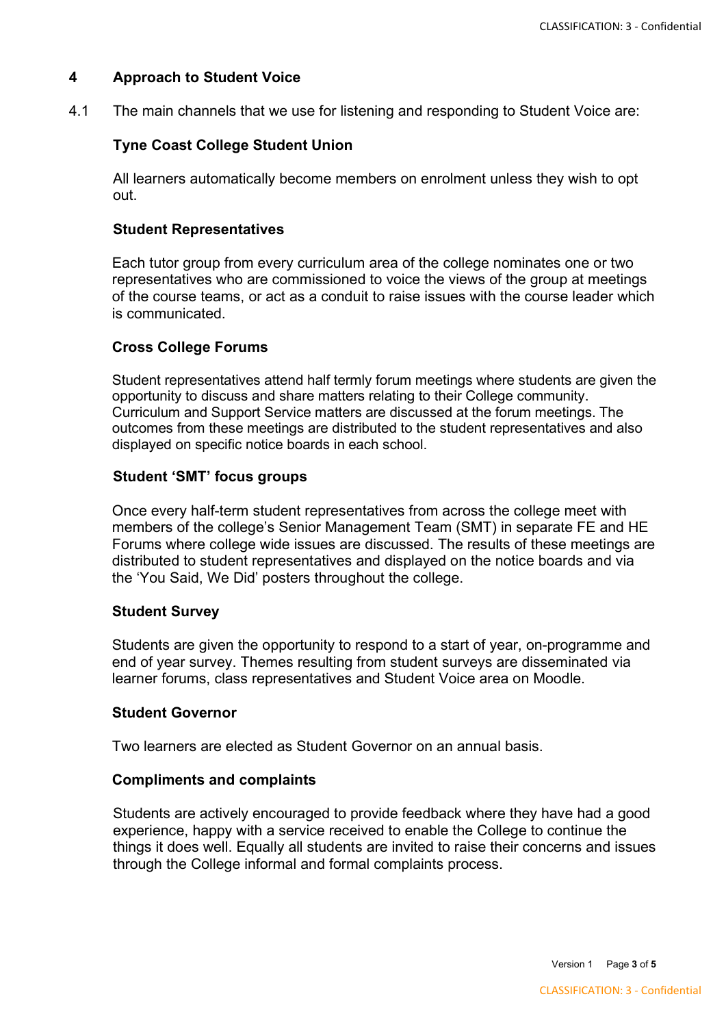## 4 Approach to Student Voice

4.1 The main channels that we use for listening and responding to Student Voice are:

**Tyne Coast College Student Union**

All learners automatically become members on enrolment unless they wish to opt out.

**Student Representatives**

Each tutor group from every curriculum area of the college nominates one or two representatives who are commissioned to voice the views of the group at meetings of the course teams, or act as a conduit to raise issues with the course leader which is communicated.

**Cross College Forums**

Student representatives attend half termly forum meetings where students are given the opportunity to discuss and share matters relating to their College community. Curriculum and Support Service matters are discussed at the forum meetings. The outcomes from these meetings are distributed to the student representatives and also displayed on specific notice boards in each school.

**Student 'SMT' focus groups**

Once every half-term student representatives from across the college meet with members of the college's Senior Management Team (SMT) in separate FE and HE Forums where college wide issues are discussed. The results of these meetings are distributed to student representatives and displayed on the notice boards and via the 'You Said, We Did' posters throughout the college.

**Student Survey**

Students are given the opportunity to respond to a start of year, on-programme and end of year survey. Themes resulting from student surveys are disseminated via learner forums, class representatives and Student Voice area on Moodle.

**Student Governor**

Two learners are elected as Student Governor on an annual basis.

**Compliments and complaints**

Students are actively encouraged to provide feedback where they have had a good experience, happy with a service received to enable the College to continue the things it does well. Equally all students are invited to raise their concerns and issues through the College informal and formal complaints process.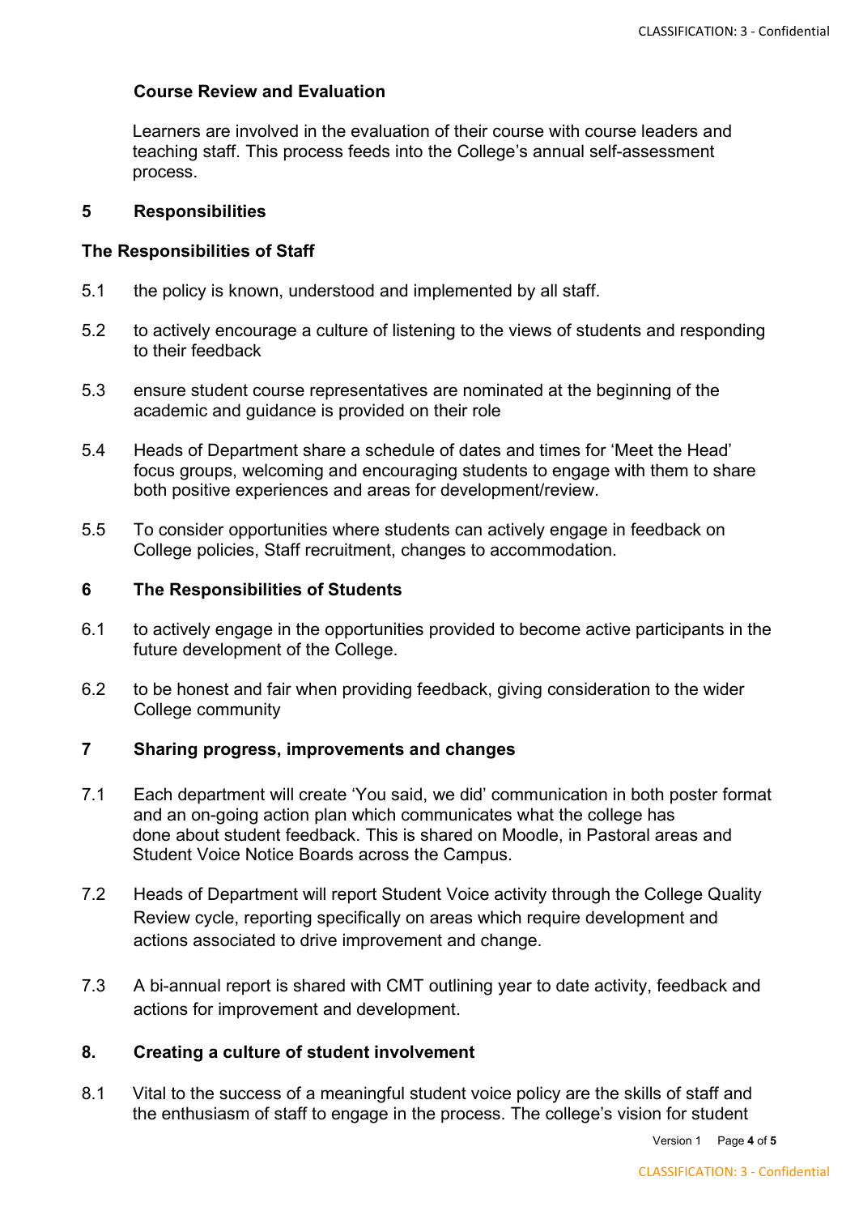**Course Review and Evaluation**

Learners are involved in the evaluation of their course with course leaders and teaching staff. This process feeds into the College's annual self-assessment process.

## 5 Responsibilities

**The Responsibilities of Staff**

5.1 the policy is known, understood and implemented by all staff.

5.2 to actively encourage a culture of listening to the views of students and responding to their feedback

5.3 ensure student course representatives are nominated at the beginning of the academic and guidance is provided on their role

5.4 Heads of Department share a schedule of dates and times for 'Meet the Head' focus groups, welcoming and encouraging students to engage with them to share both positive experiences and areas for development/review.

5.5 To consider opportunities where students can actively engage in feedback on College policies, Staff recruitment, changes to accommodation.

## 6 The Responsibilities of Students

6.1 to actively engage in the opportunities provided to become active participants in the future development of the College.

6.2 to be honest and fair when providing feedback, giving consideration to the wider College community

## 7 Sharing progress, improvements and changes

7.1 Each department will create 'You said, we did' communication in both poster format and an on-going action plan which communicates what the college has done about student feedback. This is shared on Moodle, in Pastoral areas and Student Voice Notice Boards across the Campus.

7.2 Heads of Department will report Student Voice activity through the College Quality Review cycle, reporting specifically on areas which require development and actions associated to drive improvement and change.

7.3 A bi-annual report is shared with CMT outlining year to date activity, feedback and actions for improvement and development.

## 8. Creating a culture of student involvement

8.1 Vital to the success of a meaningful student voice policy are the skills of staff and the enthusiasm of staff to engage in the process. The college's vision for student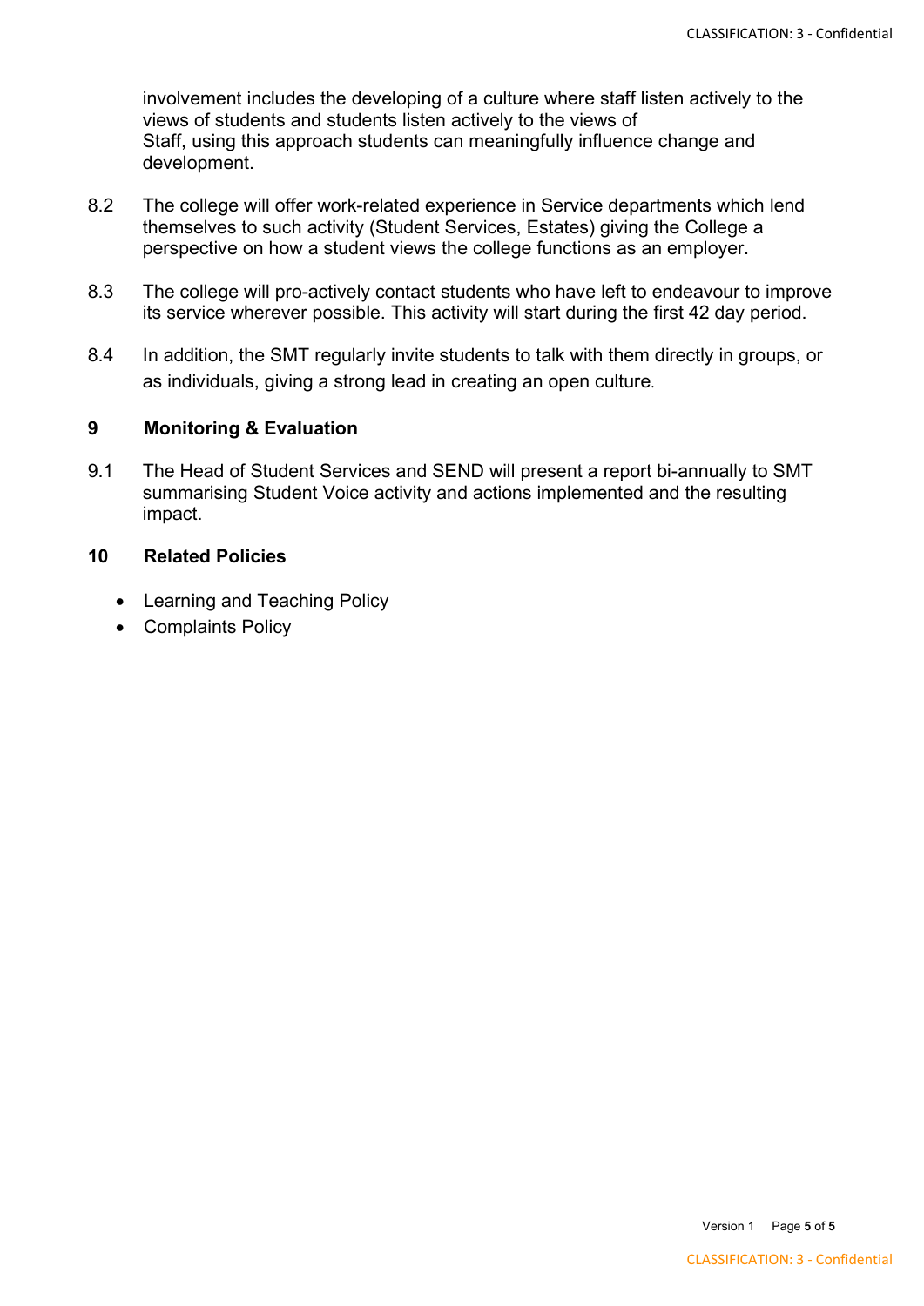involvement includes the developing of a culture where staff listen actively to the views of students and students listen actively to the views of Staff, using this approach students can meaningfully influence change and development.

8.2 The college will offer work-related experience in Service departments which lend themselves to such activity (Student Services, Estates) giving the College a perspective on how a student views the college functions as an employer.

8.3 The college will pro-actively contact students who have left to endeavour to improve its service wherever possible. This activity will start during the first 42 day period.

8.4 In addition, the SMT regularly invite students to talk with them directly in groups, or as individuals, giving a strong lead in creating an open culture.

## 9 Monitoring & Evaluation

9.1 The Head of Student Services and SEND will present a report bi-annually to SMT summarising Student Voice activity and actions implemented and the resulting impact.

## 10 Related Policies

- Learning and Teaching Policy
- Complaints Policy